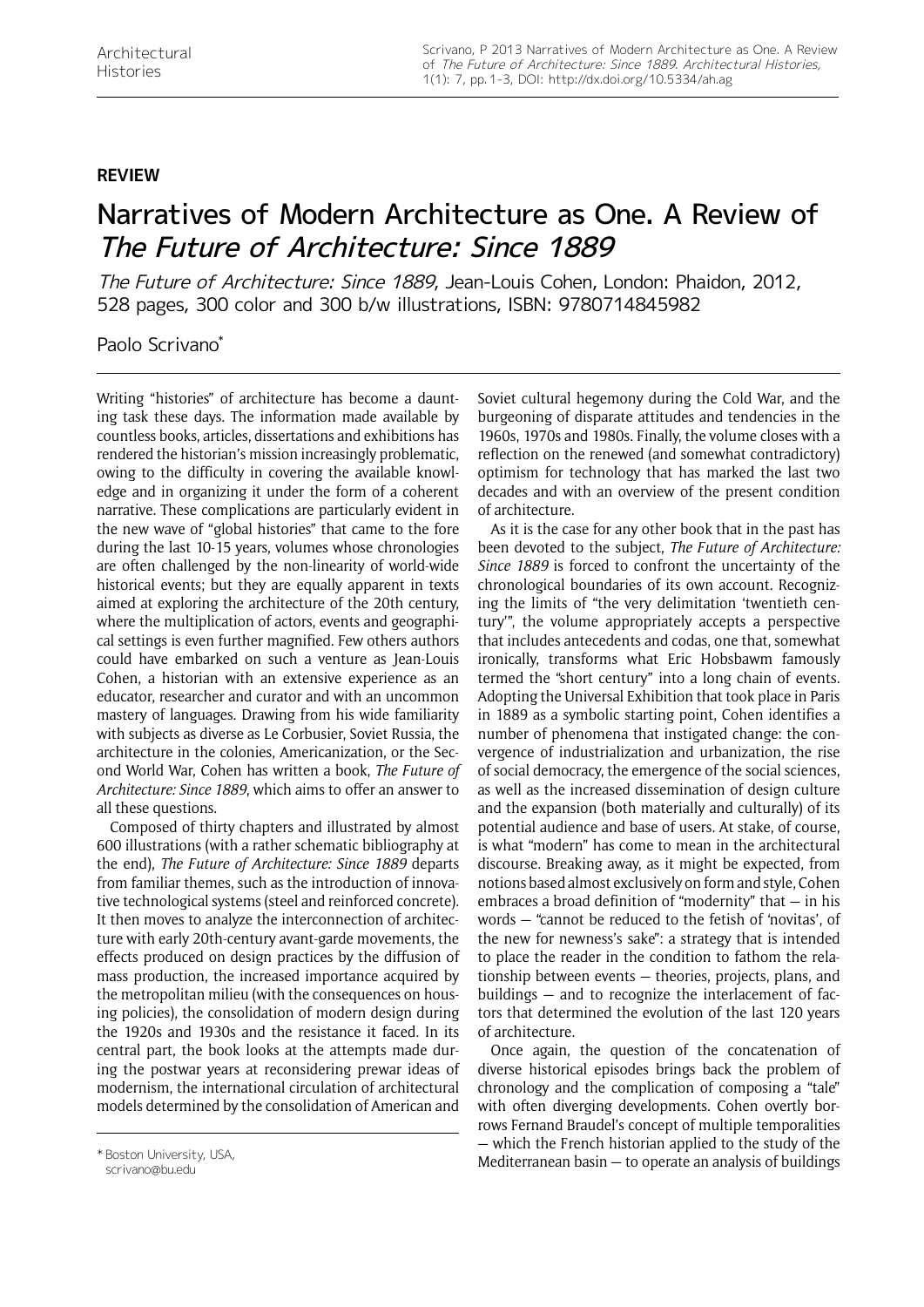**REVIEW**

# Narratives of Modern Architecture as One. A Review of *The Future of Architecture: Since 1889*

*The Future of Architecture: Since 1889*, Jean-Louis Cohen, London: Phaidon, 2012, 528 pages, 300 color and 300 b/w illustrations, ISBN: 9780714845982

Paolo Scrivano*

Writing "histories" of architecture has become a daunting task these days. The information made available by countless books, articles, dissertations and exhibitions has rendered the historian's mission increasingly problematic, owing to the difficulty in covering the available knowledge and in organizing it under the form of a coherent narrative. These complications are particularly evident in the new wave of "global histories" that came to the fore during the last 10-15 years, volumes whose chronologies are often challenged by the non-linearity of world-wide historical events; but they are equally apparent in texts aimed at exploring the architecture of the 20th century, where the multiplication of actors, events and geographical settings is even further magnified. Few others authors could have embarked on such a venture as Jean-Louis Cohen, a historian with an extensive experience as an educator, researcher and curator and with an uncommon mastery of languages. Drawing from his wide familiarity with subjects as diverse as Le Corbusier, Soviet Russia, the architecture in the colonies, Americanization, or the Second World War, Cohen has written a book, *The Future of Architecture: Since 1889*, which aims to offer an answer to all these questions.

Composed of thirty chapters and illustrated by almost 600 illustrations (with a rather schematic bibliography at the end), *The Future of Architecture: Since 1889* departs from familiar themes, such as the introduction of innovative technological systems (steel and reinforced concrete). It then moves to analyze the interconnection of architecture with early 20th-century avant-garde movements, the effects produced on design practices by the diffusion of mass production, the increased importance acquired by the metropolitan milieu (with the consequences on housing policies), the consolidation of modern design during the 1920s and 1930s and the resistance it faced. In its central part, the book looks at the attempts made during the postwar years at reconsidering prewar ideas of modernism, the international circulation of architectural models determined by the consolidation of American and Soviet cultural hegemony during the Cold War, and the burgeoning of disparate attitudes and tendencies in the 1960s, 1970s and 1980s. Finally, the volume closes with a reflection on the renewed (and somewhat contradictory) optimism for technology that has marked the last two decades and with an overview of the present condition of architecture.

As it is the case for any other book that in the past has been devoted to the subject, *The Future of Architecture: Since 1889* is forced to confront the uncertainty of the chronological boundaries of its own account. Recognizing the limits of "the very delimitation 'twentieth century'", the volume appropriately accepts a perspective that includes antecedents and codas, one that, somewhat ironically, transforms what Eric Hobsbawm famously termed the "short century" into a long chain of events. Adopting the Universal Exhibition that took place in Paris in 1889 as a symbolic starting point, Cohen identifies a number of phenomena that instigated change: the convergence of industrialization and urbanization, the rise of social democracy, the emergence of the social sciences, as well as the increased dissemination of design culture and the expansion (both materially and culturally) of its potential audience and base of users. At stake, of course, is what "modern" has come to mean in the architectural discourse. Breaking away, as it might be expected, from notions based almost exclusively on form and style, Cohen embraces a broad definition of "modernity" that — in his words — "cannot be reduced to the fetish of 'novitas', of the new for newness's sake": a strategy that is intended to place the reader in the condition to fathom the relationship between events — theories, projects, plans, and buildings — and to recognize the interlacement of factors that determined the evolution of the last 120 years of architecture.

Once again, the question of the concatenation of diverse historical episodes brings back the problem of chronology and the complication of composing a "tale" with often diverging developments. Cohen overtly borrows Fernand Braudel's concept of multiple temporalities — which the French historian applied to the study of the Mediterranean basin — to operate an analysis of buildings

\* Boston University, USA, scrivano@bu.edu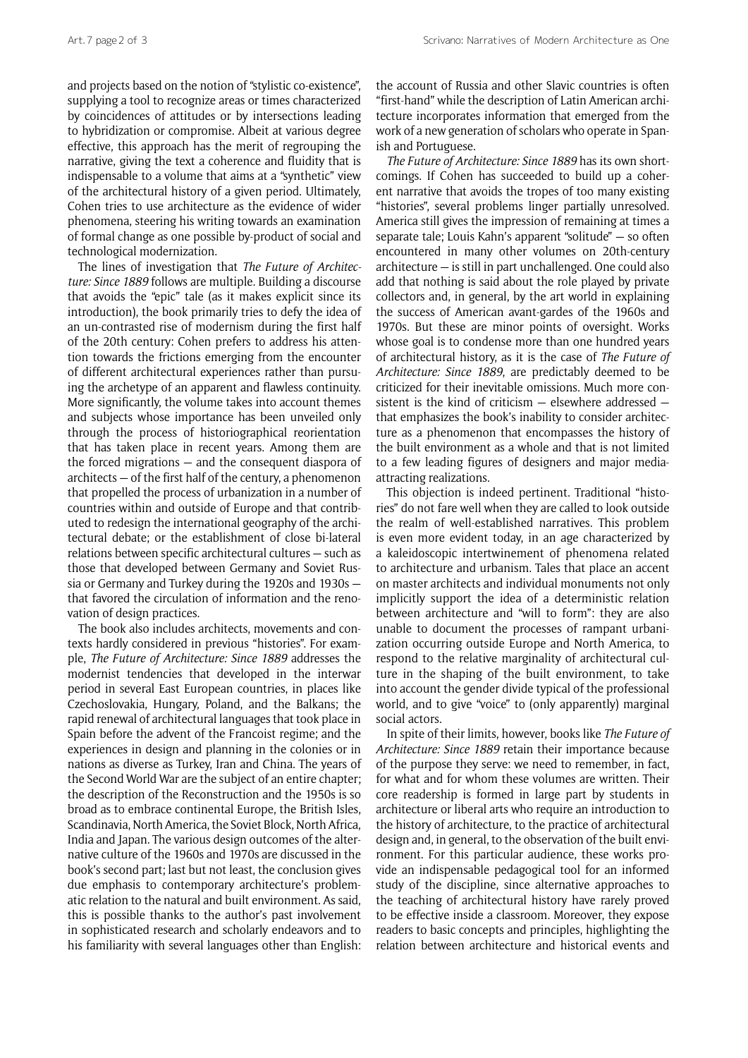and projects based on the notion of "stylistic co-existence", supplying a tool to recognize areas or times characterized by coincidences of attitudes or by intersections leading to hybridization or compromise. Albeit at various degree effective, this approach has the merit of regrouping the narrative, giving the text a coherence and fluidity that is indispensable to a volume that aims at a "synthetic" view of the architectural history of a given period. Ultimately, Cohen tries to use architecture as the evidence of wider phenomena, steering his writing towards an examination of formal change as one possible by-product of social and technological modernization.

The lines of investigation that *The Future of Architecture: Since 1889* follows are multiple. Building a discourse that avoids the "epic" tale (as it makes explicit since its introduction), the book primarily tries to defy the idea of an un-contrasted rise of modernism during the first half of the 20th century: Cohen prefers to address his attention towards the frictions emerging from the encounter of different architectural experiences rather than pursuing the archetype of an apparent and flawless continuity. More significantly, the volume takes into account themes and subjects whose importance has been unveiled only through the process of historiographical reorientation that has taken place in recent years. Among them are the forced migrations — and the consequent diaspora of architects — of the first half of the century, a phenomenon that propelled the process of urbanization in a number of countries within and outside of Europe and that contributed to redesign the international geography of the architectural debate; or the establishment of close bi-lateral relations between specific architectural cultures — such as those that developed between Germany and Soviet Russia or Germany and Turkey during the 1920s and 1930s — that favored the circulation of information and the renovation of design practices.

The book also includes architects, movements and contexts hardly considered in previous "histories". For example, *The Future of Architecture: Since 1889* addresses the modernist tendencies that developed in the interwar period in several East European countries, in places like Czechoslovakia, Hungary, Poland, and the Balkans; the rapid renewal of architectural languages that took place in Spain before the advent of the Francoist regime; and the experiences in design and planning in the colonies or in nations as diverse as Turkey, Iran and China. The years of the Second World War are the subject of an entire chapter; the description of the Reconstruction and the 1950s is so broad as to embrace continental Europe, the British Isles, Scandinavia, North America, the Soviet Block, North Africa, India and Japan. The various design outcomes of the alternative culture of the 1960s and 1970s are discussed in the book's second part; last but not least, the conclusion gives due emphasis to contemporary architecture's problematic relation to the natural and built environment. As said, this is possible thanks to the author's past involvement in sophisticated research and scholarly endeavors and to his familiarity with several languages other than English: the account of Russia and other Slavic countries is often "first-hand" while the description of Latin American architecture incorporates information that emerged from the work of a new generation of scholars who operate in Spanish and Portuguese.

*The Future of Architecture: Since 1889* has its own shortcomings. If Cohen has succeeded to build up a coherent narrative that avoids the tropes of too many existing "histories", several problems linger partially unresolved. America still gives the impression of remaining at times a separate tale; Louis Kahn's apparent "solitude" — so often encountered in many other volumes on 20th-century architecture — is still in part unchallenged. One could also add that nothing is said about the role played by private collectors and, in general, by the art world in explaining the success of American avant-gardes of the 1960s and 1970s. But these are minor points of oversight. Works whose goal is to condense more than one hundred years of architectural history, as it is the case of *The Future of Architecture: Since 1889*, are predictably deemed to be criticized for their inevitable omissions. Much more consistent is the kind of criticism — elsewhere addressed — that emphasizes the book's inability to consider architecture as a phenomenon that encompasses the history of the built environment as a whole and that is not limited to a few leading figures of designers and major media-attracting realizations.

This objection is indeed pertinent. Traditional "histories" do not fare well when they are called to look outside the realm of well-established narratives. This problem is even more evident today, in an age characterized by a kaleidoscopic intertwinement of phenomena related to architecture and urbanism. Tales that place an accent on master architects and individual monuments not only implicitly support the idea of a deterministic relation between architecture and "will to form": they are also unable to document the processes of rampant urbanization occurring outside Europe and North America, to respond to the relative marginality of architectural culture in the shaping of the built environment, to take into account the gender divide typical of the professional world, and to give "voice" to (only apparently) marginal social actors.

In spite of their limits, however, books like *The Future of Architecture: Since 1889* retain their importance because of the purpose they serve: we need to remember, in fact, for what and for whom these volumes are written. Their core readership is formed in large part by students in architecture or liberal arts who require an introduction to the history of architecture, to the practice of architectural design and, in general, to the observation of the built environment. For this particular audience, these works provide an indispensable pedagogical tool for an informed study of the discipline, since alternative approaches to the teaching of architectural history have rarely proved to be effective inside a classroom. Moreover, they expose readers to basic concepts and principles, highlighting the relation between architecture and historical events and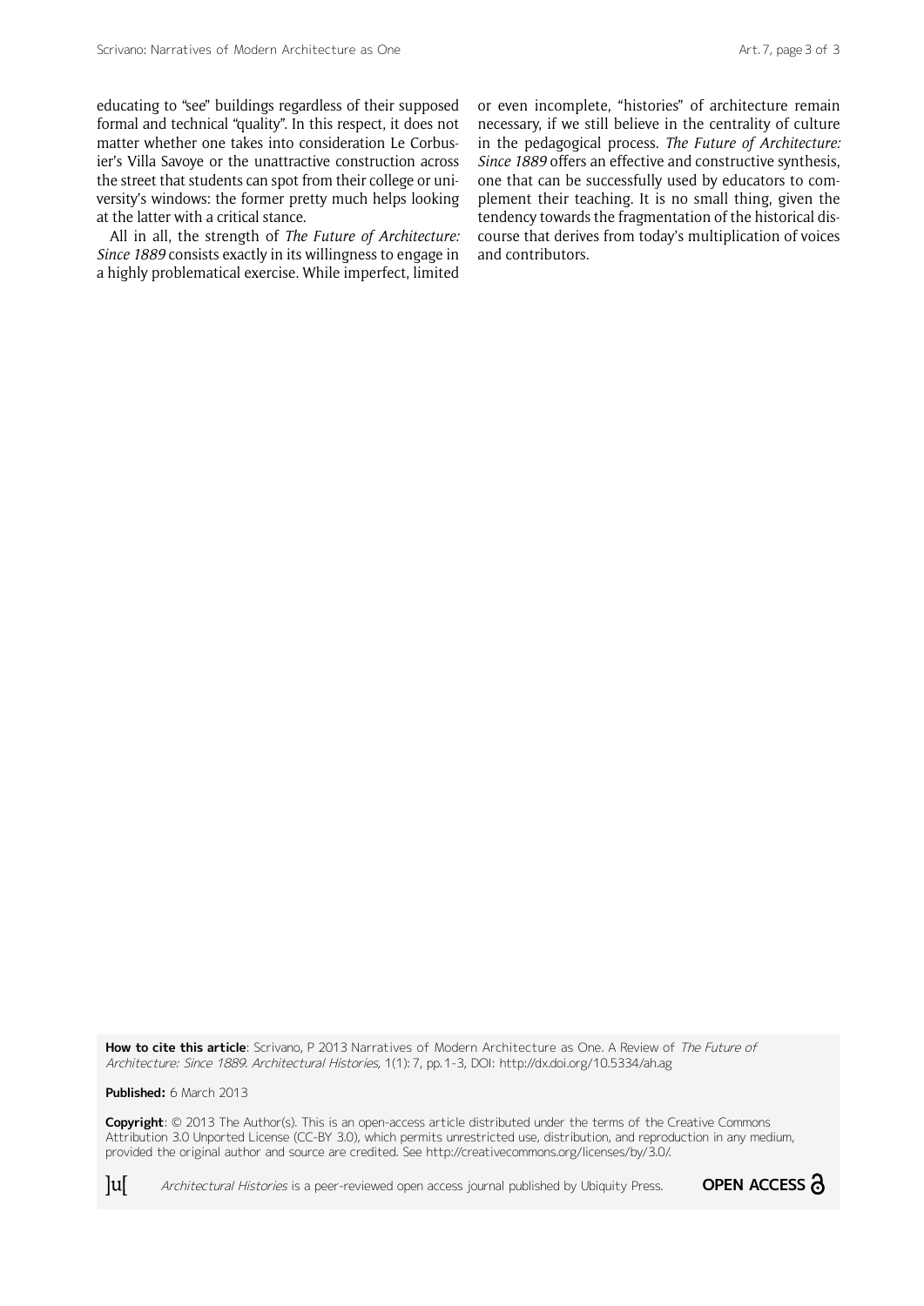educating to "see" buildings regardless of their supposed formal and technical "quality". In this respect, it does not matter whether one takes into consideration Le Corbusier's Villa Savoye or the unattractive construction across the street that students can spot from their college or university's windows: the former pretty much helps looking at the latter with a critical stance.

All in all, the strength of *The Future of Architecture: Since 1889* consists exactly in its willingness to engage in a highly problematical exercise. While imperfect, limited or even incomplete, "histories" of architecture remain necessary, if we still believe in the centrality of culture in the pedagogical process. *The Future of Architecture: Since 1889* offers an effective and constructive synthesis, one that can be successfully used by educators to complement their teaching. It is no small thing, given the tendency towards the fragmentation of the historical discourse that derives from today's multiplication of voices and contributors.

**How to cite this article**: Scrivano, P 2013 Narratives of Modern Architecture as One. A Review of *The Future of Architecture: Since 1889*. *Architectural Histories*, 1(1): 7, pp. 1-3, DOI: http://dx.doi.org/10.5334/ah.ag

**Published:** 6 March 2013

**Copyright**: © 2013 The Author(s). This is an open-access article distributed under the terms of the Creative Commons Attribution 3.0 Unported License (CC-BY 3.0), which permits unrestricted use, distribution, and reproduction in any medium, provided the original author and source are credited. See http://creativecommons.org/licenses/by/3.0/.

*Architectural Histories* is a peer-reviewed open access journal published by Ubiquity Press.

**OPEN ACCESS**